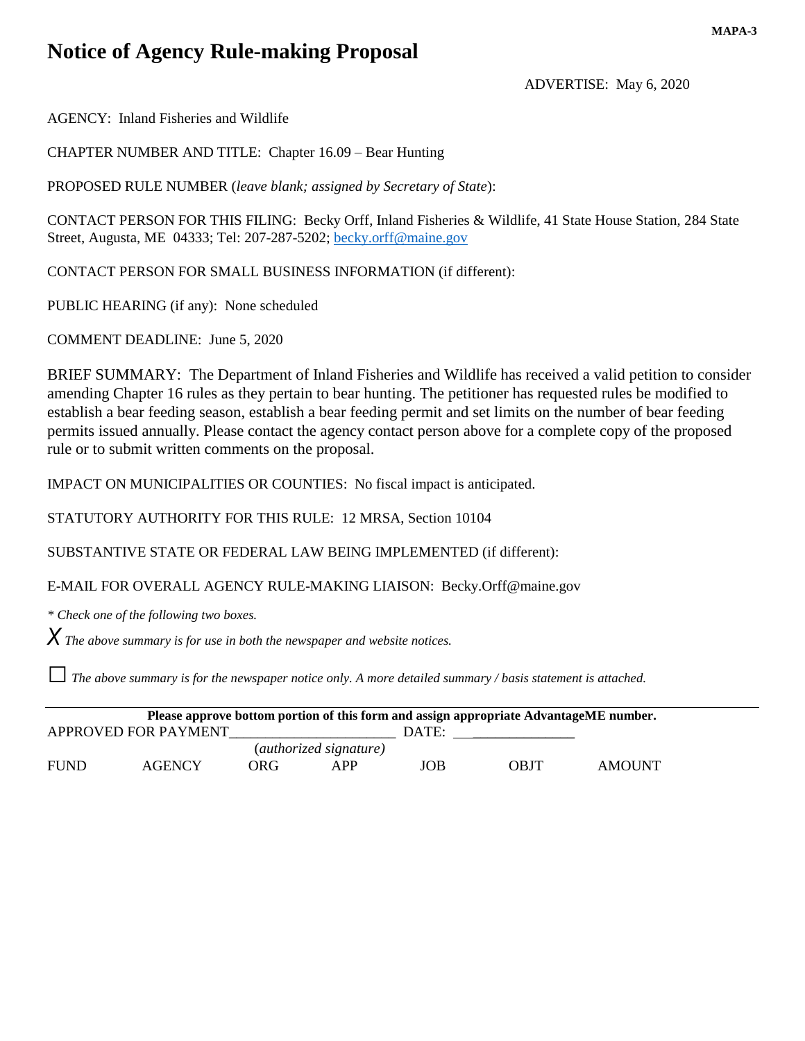MAPA-3

# Notice of Agency Rule-making Proposal

ADVERTISE: May 6, 2020

AGENCY: Inland Fisheries and Wildlife

CHAPTER NUMBER AND TITLE: Chapter 16.09 – Bear Hunting

PROPOSED RULE NUMBER (*leave blank; assigned by Secretary of State*):

CONTACT PERSON FOR THIS FILING: Becky Orff, Inland Fisheries & Wildlife, 41 State House Station, 284 State Street, Augusta, ME 04333; Tel: 207-287-5202; becky.orff@maine.gov

CONTACT PERSON FOR SMALL BUSINESS INFORMATION (if different):

PUBLIC HEARING (if any): None scheduled

COMMENT DEADLINE: June 5, 2020

BRIEF SUMMARY: The Department of Inland Fisheries and Wildlife has received a valid petition to consider amending Chapter 16 rules as they pertain to bear hunting. The petitioner has requested rules be modified to establish a bear feeding season, establish a bear feeding permit and set limits on the number of bear feeding permits issued annually. Please contact the agency contact person above for a complete copy of the proposed rule or to submit written comments on the proposal.

IMPACT ON MUNICIPALITIES OR COUNTIES: No fiscal impact is anticipated.

STATUTORY AUTHORITY FOR THIS RULE: 12 MRSA, Section 10104

SUBSTANTIVE STATE OR FEDERAL LAW BEING IMPLEMENTED (if different):

E-MAIL FOR OVERALL AGENCY RULE-MAKING LIAISON: Becky.Orff@maine.gov

*\* Check one of the following two boxes.*

X *The above summary is for use in both the newspaper and website notices.*

☐ *The above summary is for the newspaper notice only. A more detailed summary / basis statement is attached.*

---

**Please approve bottom portion of this form and assign appropriate AdvantageME number.**

APPROVED FOR PAYMENT\_\_\_\_\_\_\_\_\_\_\_\_\_\_\_\_\_\_\_\_\_\_ DATE: \_\_\_\_\_\_\_\_\_\_\_\_\_\_\_\_

(*authorized signature*)

| FUND | AGENCY | ORG | APP | JOB | OBJT | AMOUNT |
|---|---|---|---|---|---|---|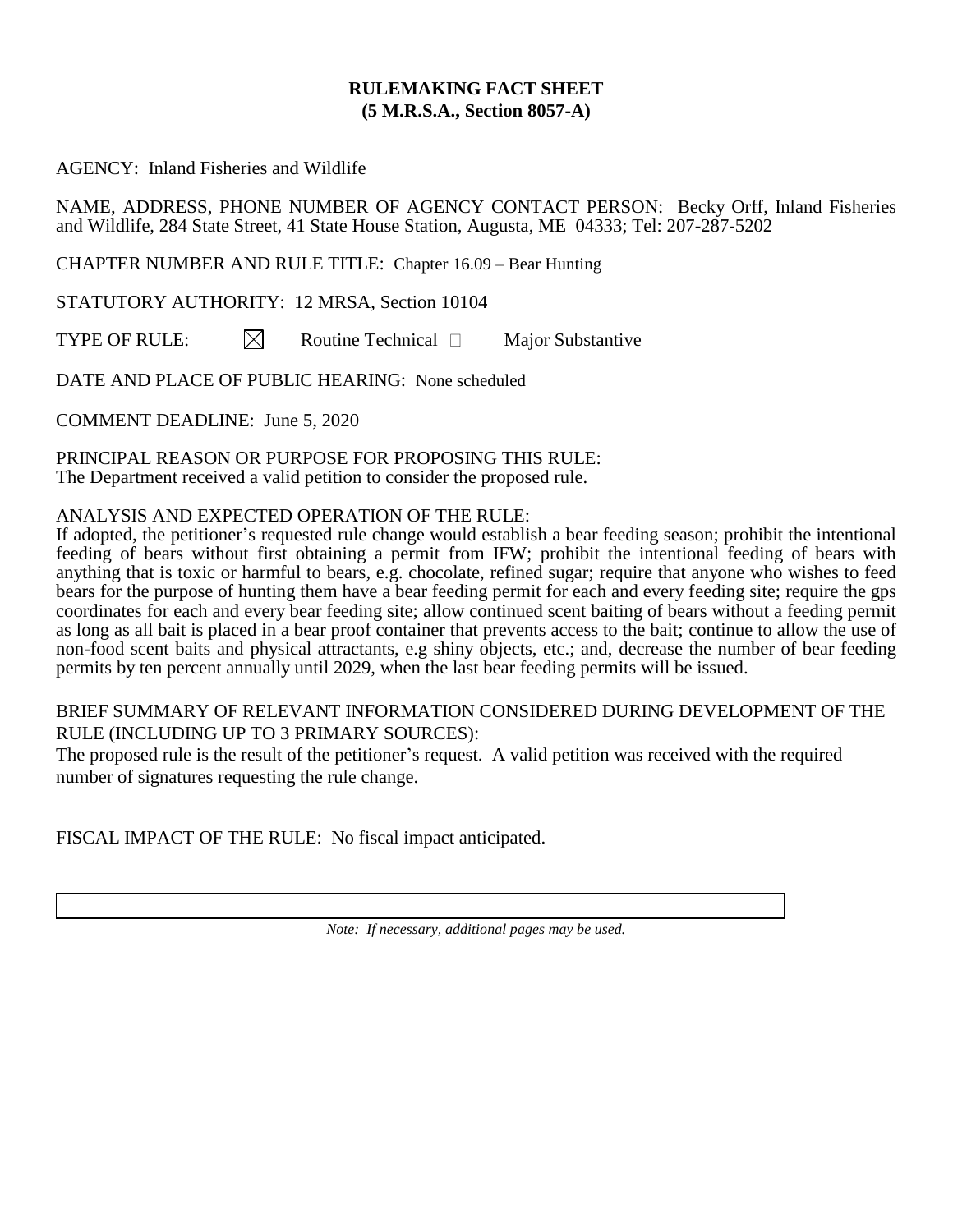**RULEMAKING FACT SHEET**
**(5 M.R.S.A., Section 8057-A)**

AGENCY: Inland Fisheries and Wildlife

NAME, ADDRESS, PHONE NUMBER OF AGENCY CONTACT PERSON: Becky Orff, Inland Fisheries and Wildlife, 284 State Street, 41 State House Station, Augusta, ME 04333; Tel: 207-287-5202

CHAPTER NUMBER AND RULE TITLE: Chapter 16.09 – Bear Hunting

STATUTORY AUTHORITY: 12 MRSA, Section 10104

TYPE OF RULE: ☒ Routine Technical ☐ Major Substantive

DATE AND PLACE OF PUBLIC HEARING: None scheduled

COMMENT DEADLINE: June 5, 2020

PRINCIPAL REASON OR PURPOSE FOR PROPOSING THIS RULE:
The Department received a valid petition to consider the proposed rule.

ANALYSIS AND EXPECTED OPERATION OF THE RULE:
If adopted, the petitioner's requested rule change would establish a bear feeding season; prohibit the intentional feeding of bears without first obtaining a permit from IFW; prohibit the intentional feeding of bears with anything that is toxic or harmful to bears, e.g. chocolate, refined sugar; require that anyone who wishes to feed bears for the purpose of hunting them have a bear feeding permit for each and every feeding site; require the gps coordinates for each and every bear feeding site; allow continued scent baiting of bears without a feeding permit as long as all bait is placed in a bear proof container that prevents access to the bait; continue to allow the use of non-food scent baits and physical attractants, e.g shiny objects, etc.; and, decrease the number of bear feeding permits by ten percent annually until 2029, when the last bear feeding permits will be issued.

BRIEF SUMMARY OF RELEVANT INFORMATION CONSIDERED DURING DEVELOPMENT OF THE RULE (INCLUDING UP TO 3 PRIMARY SOURCES):
The proposed rule is the result of the petitioner's request. A valid petition was received with the required number of signatures requesting the rule change.

FISCAL IMPACT OF THE RULE: No fiscal impact anticipated.

*Note: If necessary, additional pages may be used.*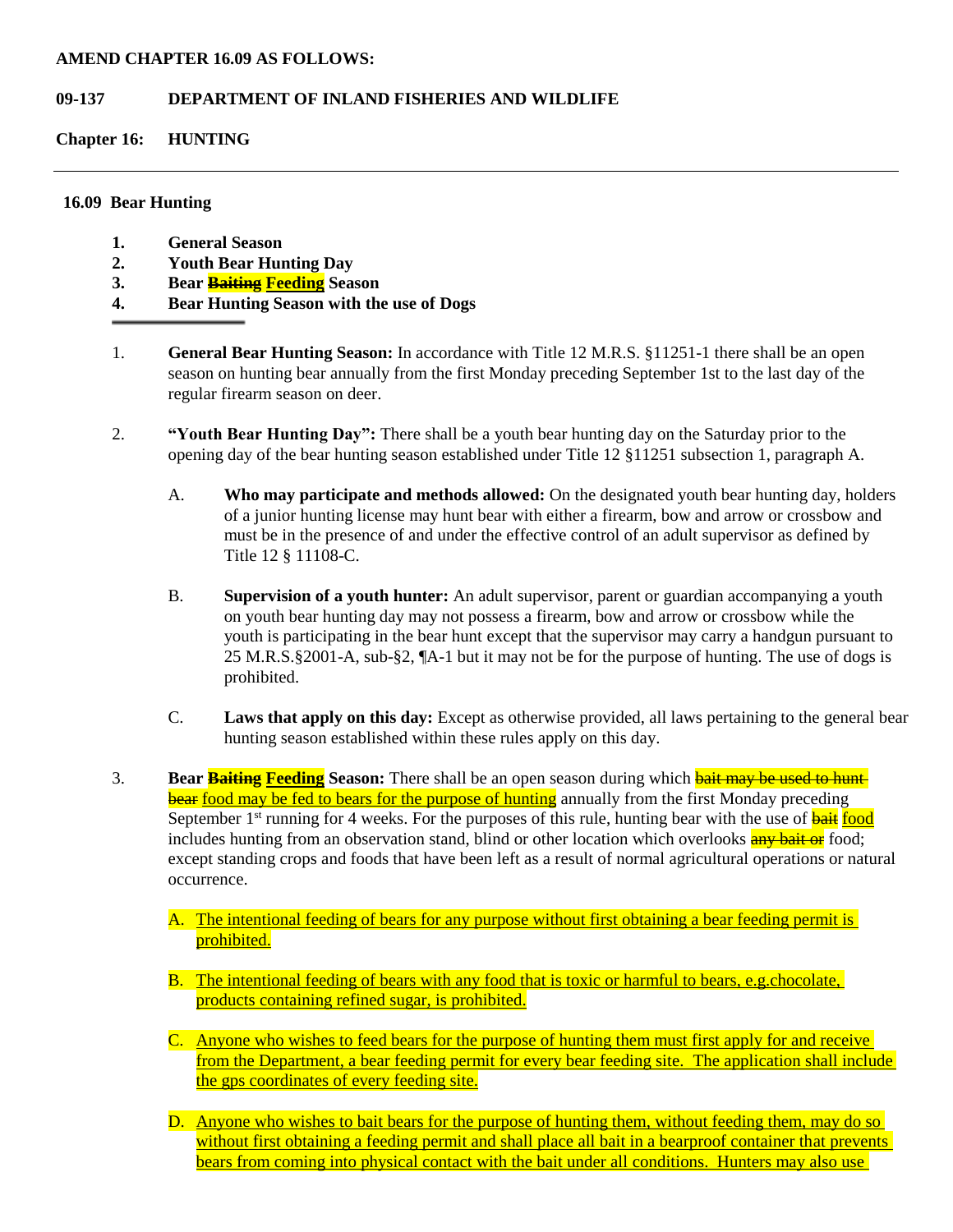**AMEND CHAPTER 16.09 AS FOLLOWS:**

**09-137 DEPARTMENT OF INLAND FISHERIES AND WILDLIFE**

**Chapter 16: HUNTING**

---

**16.09 Bear Hunting**

1. **General Season**
2. **Youth Bear Hunting Day**
3. **Bear ~~Baiting~~ Feeding Season**
4. **Bear Hunting Season with the use of Dogs**

1. **General Bear Hunting Season:** In accordance with Title 12 M.R.S. §11251-1 there shall be an open season on hunting bear annually from the first Monday preceding September 1st to the last day of the regular firearm season on deer.

2. **"Youth Bear Hunting Day":** There shall be a youth bear hunting day on the Saturday prior to the opening day of the bear hunting season established under Title 12 §11251 subsection 1, paragraph A.

   A. **Who may participate and methods allowed:** On the designated youth bear hunting day, holders of a junior hunting license may hunt bear with either a firearm, bow and arrow or crossbow and must be in the presence of and under the effective control of an adult supervisor as defined by Title 12 § 11108-C.

   B. **Supervision of a youth hunter:** An adult supervisor, parent or guardian accompanying a youth on youth bear hunting day may not possess a firearm, bow and arrow or crossbow while the youth is participating in the bear hunt except that the supervisor may carry a handgun pursuant to 25 M.R.S.§2001-A, sub-§2, ¶A-1 but it may not be for the purpose of hunting. The use of dogs is prohibited.

   C. **Laws that apply on this day:** Except as otherwise provided, all laws pertaining to the general bear hunting season established within these rules apply on this day.

3. **Bear ~~Baiting~~ Feeding Season:** There shall be an open season during which ~~bait may be used to hunt bear~~ food may be fed to bears for the purpose of hunting annually from the first Monday preceding September 1st running for 4 weeks. For the purposes of this rule, hunting bear with the use of ~~bait~~ food includes hunting from an observation stand, blind or other location which overlooks ~~any bait or~~ food; except standing crops and foods that have been left as a result of normal agricultural operations or natural occurrence.

   A. The intentional feeding of bears for any purpose without first obtaining a bear feeding permit is prohibited.

   B. The intentional feeding of bears with any food that is toxic or harmful to bears, e.g.chocolate, products containing refined sugar, is prohibited.

   C. Anyone who wishes to feed bears for the purpose of hunting them must first apply for and receive from the Department, a bear feeding permit for every bear feeding site. The application shall include the gps coordinates of every feeding site.

   D. Anyone who wishes to bait bears for the purpose of hunting them, without feeding them, may do so without first obtaining a feeding permit and shall place all bait in a bearproof container that prevents bears from coming into physical contact with the bait under all conditions. Hunters may also use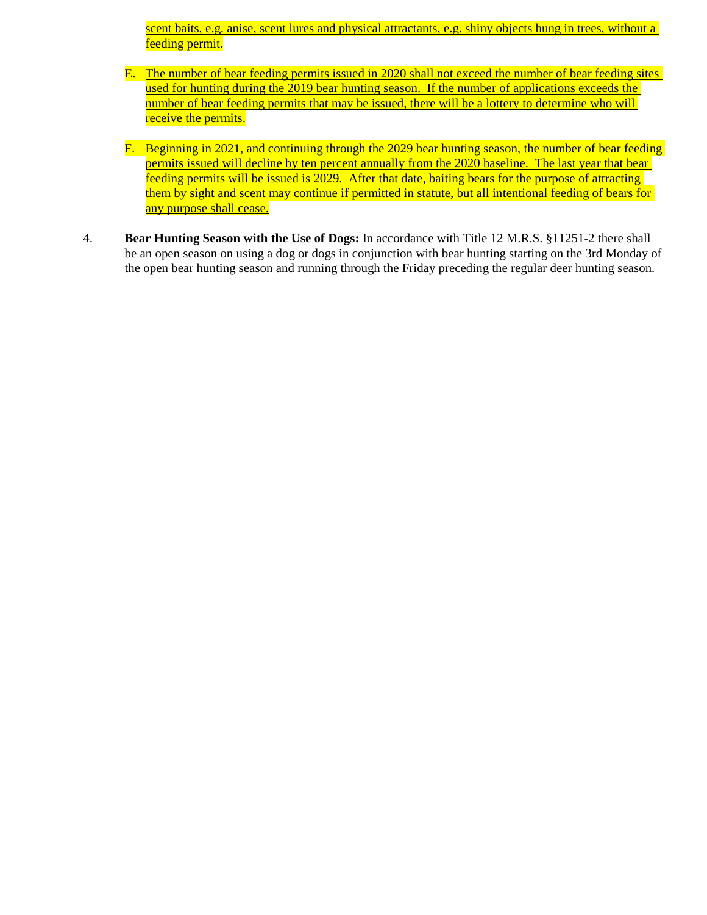scent baits, e.g. anise, scent lures and physical attractants, e.g. shiny objects hung in trees, without a feeding permit.

E. The number of bear feeding permits issued in 2020 shall not exceed the number of bear feeding sites used for hunting during the 2019 bear hunting season. If the number of applications exceeds the number of bear feeding permits that may be issued, there will be a lottery to determine who will receive the permits.

F. Beginning in 2021, and continuing through the 2029 bear hunting season, the number of bear feeding permits issued will decline by ten percent annually from the 2020 baseline. The last year that bear feeding permits will be issued is 2029. After that date, baiting bears for the purpose of attracting them by sight and scent may continue if permitted in statute, but all intentional feeding of bears for any purpose shall cease.

4. **Bear Hunting Season with the Use of Dogs:** In accordance with Title 12 M.R.S. §11251-2 there shall be an open season on using a dog or dogs in conjunction with bear hunting starting on the 3rd Monday of the open bear hunting season and running through the Friday preceding the regular deer hunting season.